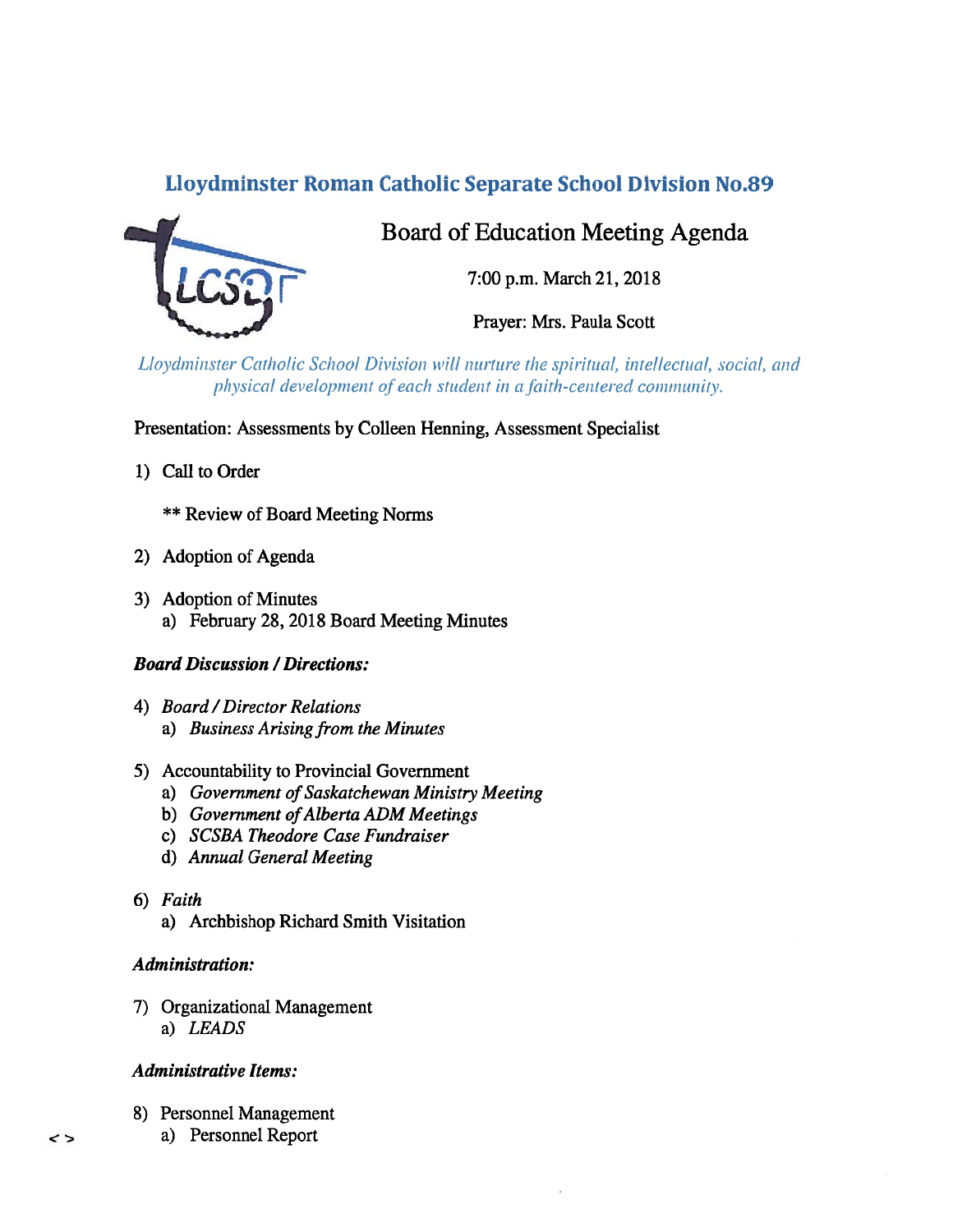## Lloydminster Roman Catholic Separate School Division No.89

# Board of Education Meeting Agenda

7:00 p.m. March 21, 2018

Prayer: Mrs. Paula Scott

*Lloydminster Catholic School Division will nurture the spiritual, intellectual, social, and physical development of each student in a faith-centered community.*

Presentation: Assessments by Colleen Henning, Assessment Specialist

1) Call to Order

   ** Review of Board Meeting Norms

2) Adoption of Agenda

3) Adoption of Minutes
   a) February 28, 2018 Board Meeting Minutes

***Board Discussion / Directions:***

4) *Board / Director Relations*
   a) *Business Arising from the Minutes*

5) Accountability to Provincial Government
   a) *Government of Saskatchewan Ministry Meeting*
   b) *Government of Alberta ADM Meetings*
   c) *SCSBA Theodore Case Fundraiser*
   d) *Annual General Meeting*

6) *Faith*
   a) Archbishop Richard Smith Visitation

***Administration:***

7) Organizational Management
   a) *LEADS*

***Administrative Items:***

8) Personnel Management
   a) Personnel Report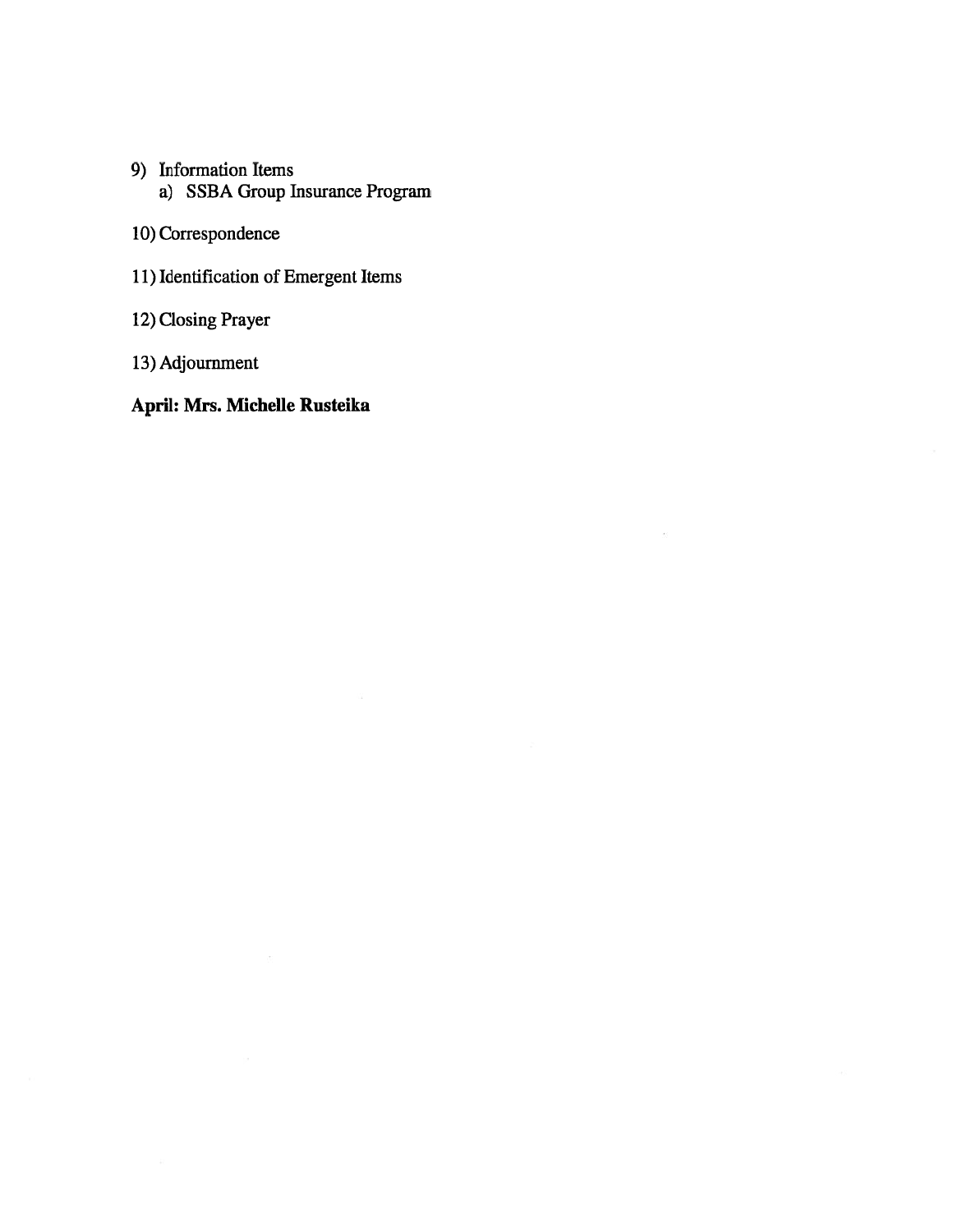9) Information Items
   a) SSBA Group Insurance Program

10) Correspondence

11) Identification of Emergent Items

12) Closing Prayer

13) Adjournment

**April: Mrs. Michelle Rusteika**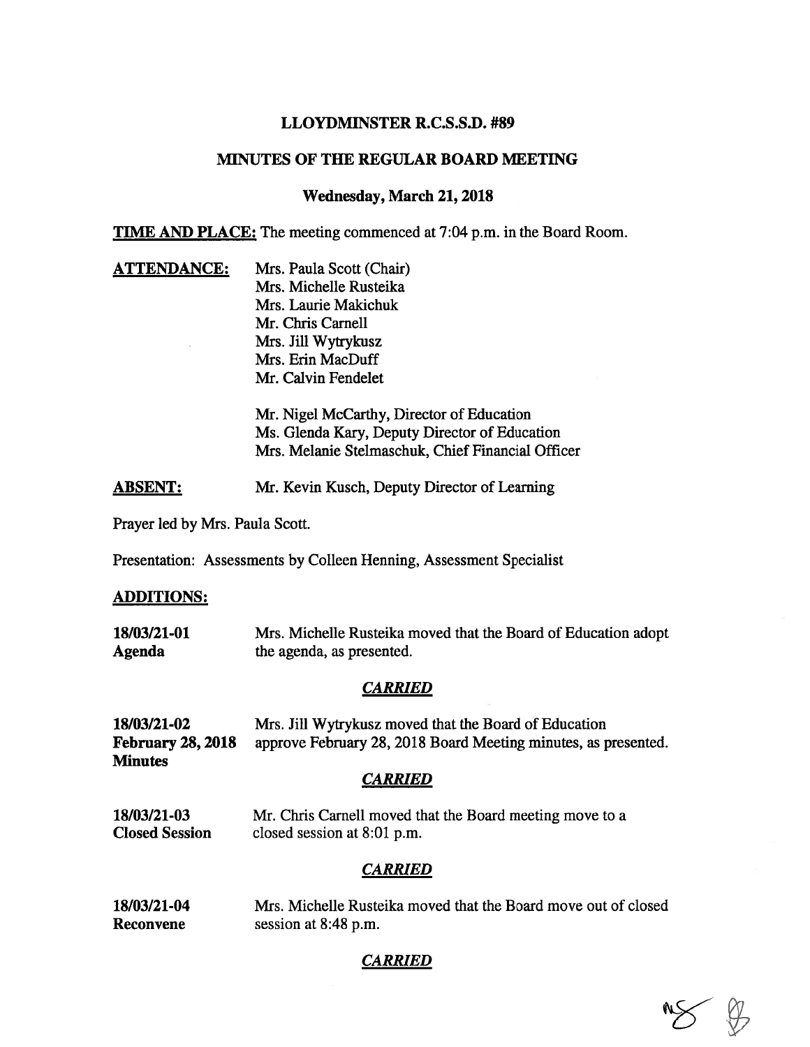**LLOYDMINSTER R.C.S.S.D. #89**

**MINUTES OF THE REGULAR BOARD MEETING**

**Wednesday, March 21, 2018**

**TIME AND PLACE:** The meeting commenced at 7:04 p.m. in the Board Room.

**ATTENDANCE:**
Mrs. Paula Scott (Chair)
Mrs. Michelle Rusteika
Mrs. Laurie Makichuk
Mr. Chris Carnell
Mrs. Jill Wytrykusz
Mrs. Erin MacDuff
Mr. Calvin Fendelet

Mr. Nigel McCarthy, Director of Education
Ms. Glenda Kary, Deputy Director of Education
Mrs. Melanie Stelmaschuk, Chief Financial Officer

**ABSENT:** Mr. Kevin Kusch, Deputy Director of Learning

Prayer led by Mrs. Paula Scott.

Presentation: Assessments by Colleen Henning, Assessment Specialist

**ADDITIONS:**

**18/03/21-01**
**Agenda**
Mrs. Michelle Rusteika moved that the Board of Education adopt the agenda, as presented.

***CARRIED***

**18/03/21-02**
**February 28, 2018 Minutes**
Mrs. Jill Wytrykusz moved that the Board of Education approve February 28, 2018 Board Meeting minutes, as presented.

***CARRIED***

**18/03/21-03**
**Closed Session**
Mr. Chris Carnell moved that the Board meeting move to a closed session at 8:01 p.m.

***CARRIED***

**18/03/21-04**
**Reconvene**
Mrs. Michelle Rusteika moved that the Board move out of closed session at 8:48 p.m.

***CARRIED***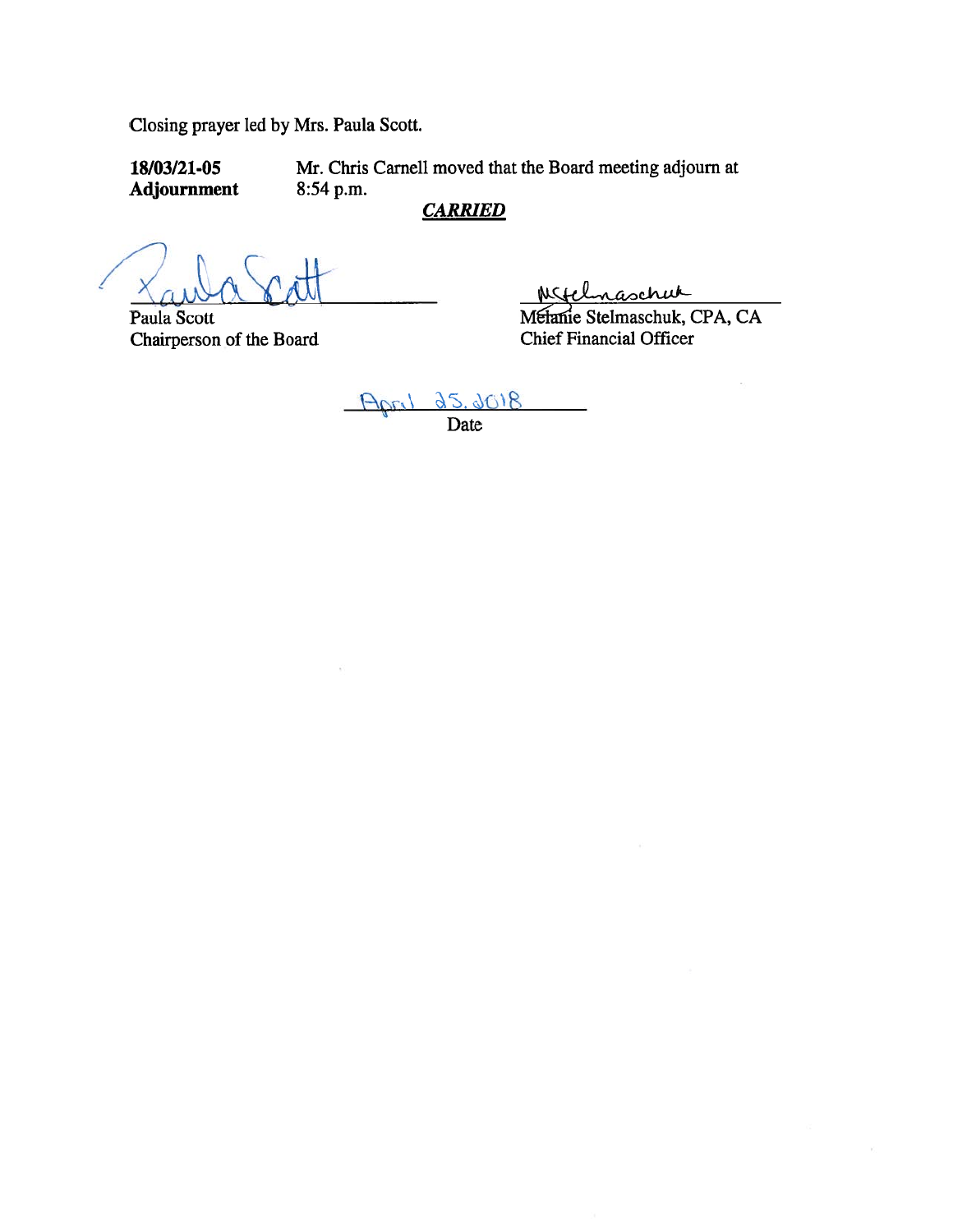Closing prayer led by Mrs. Paula Scott.

| | |
|---|---|
| **18/03/21-05** **Adjournment** | Mr. Chris Carnell moved that the Board meeting adjourn at 8:54 p.m. |

***CARRIED***

Paula Scott
Chairperson of the Board

Melanie Stelmaschuk, CPA, CA
Chief Financial Officer

April 25, 2018
Date